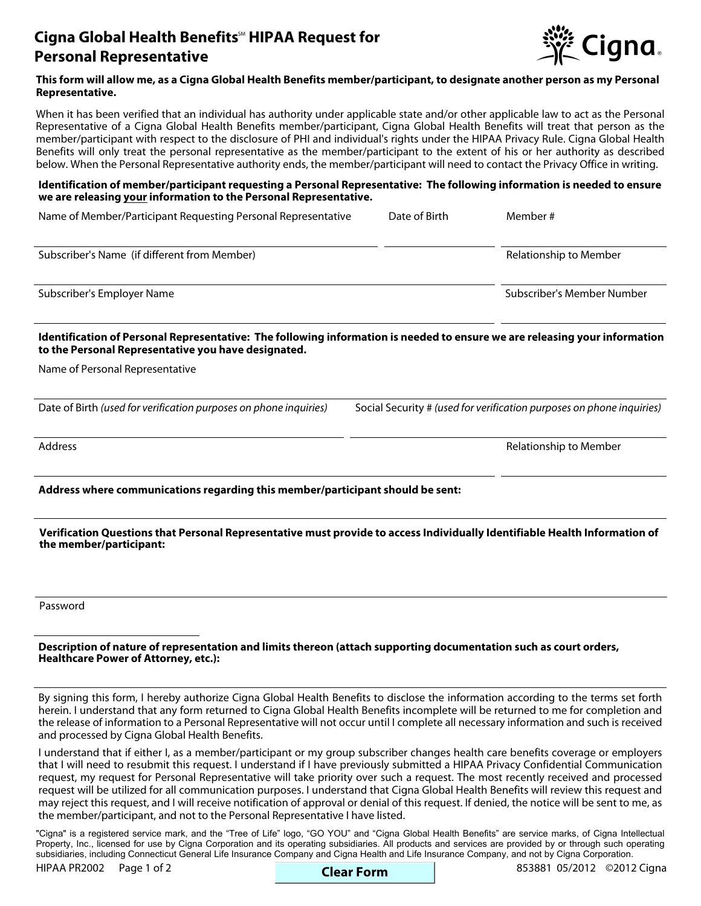# Cigna Global Health Benefits℠ HIPAA Request for Personal Representative

**This form will allow me, as a Cigna Global Health Benefits member/participant, to designate another person as my Personal Representative.**

When it has been verified that an individual has authority under applicable state and/or other applicable law to act as the Personal Representative of a Cigna Global Health Benefits member/participant, Cigna Global Health Benefits will treat that person as the member/participant with respect to the disclosure of PHI and individual's rights under the HIPAA Privacy Rule. Cigna Global Health Benefits will only treat the personal representative as the member/participant to the extent of his or her authority as described below. When the Personal Representative authority ends, the member/participant will need to contact the Privacy Office in writing.

**Identification of member/participant requesting a Personal Representative: The following information is needed to ensure we are releasing <u>your</u> information to the Personal Representative.**

Name of Member/Participant Requesting Personal Representative: ______________________ Date of Birth: __________ Member #: __________

Subscriber's Name (if different from Member): ______________________ Relationship to Member: __________

Subscriber's Employer Name: ______________________ Subscriber's Member Number: __________

**Identification of Personal Representative: The following information is needed to ensure we are releasing your information to the Personal Representative you have designated.**

Name of Personal Representative: ______________________

Date of Birth *(used for verification purposes on phone inquiries)*: __________ Social Security # *(used for verification purposes on phone inquiries)*: __________

Address: ______________________ Relationship to Member: __________

**Address where communications regarding this member/participant should be sent:**

______________________

**Verification Questions that Personal Representative must provide to access Individually Identifiable Health Information of the member/participant:**

______________________

Password: __________

**Description of nature of representation and limits thereon (attach supporting documentation such as court orders, Healthcare Power of Attorney, etc.):**

______________________

By signing this form, I hereby authorize Cigna Global Health Benefits to disclose the information according to the terms set forth herein. I understand that any form returned to Cigna Global Health Benefits incomplete will be returned to me for completion and the release of information to a Personal Representative will not occur until I complete all necessary information and such is received and processed by Cigna Global Health Benefits.

I understand that if either I, as a member/participant or my group subscriber changes health care benefits coverage or employers that I will need to resubmit this request. I understand if I have previously submitted a HIPAA Privacy Confidential Communication request, my request for Personal Representative will take priority over such a request. The most recently received and processed request will be utilized for all communication purposes. I understand that Cigna Global Health Benefits will review this request and may reject this request, and I will receive notification of approval or denial of this request. If denied, the notice will be sent to me, as the member/participant, and not to the Personal Representative I have listed.

"Cigna" is a registered service mark, and the "Tree of Life" logo, "GO YOU" and "Cigna Global Health Benefits" are service marks, of Cigna Intellectual Property, Inc., licensed for use by Cigna Corporation and its operating subsidiaries. All products and services are provided by or through such operating subsidiaries, including Connecticut General Life Insurance Company and Cigna Health and Life Insurance Company, and not by Cigna Corporation.

HIPAA PR2002 853881 05/2012 ©2012 Cigna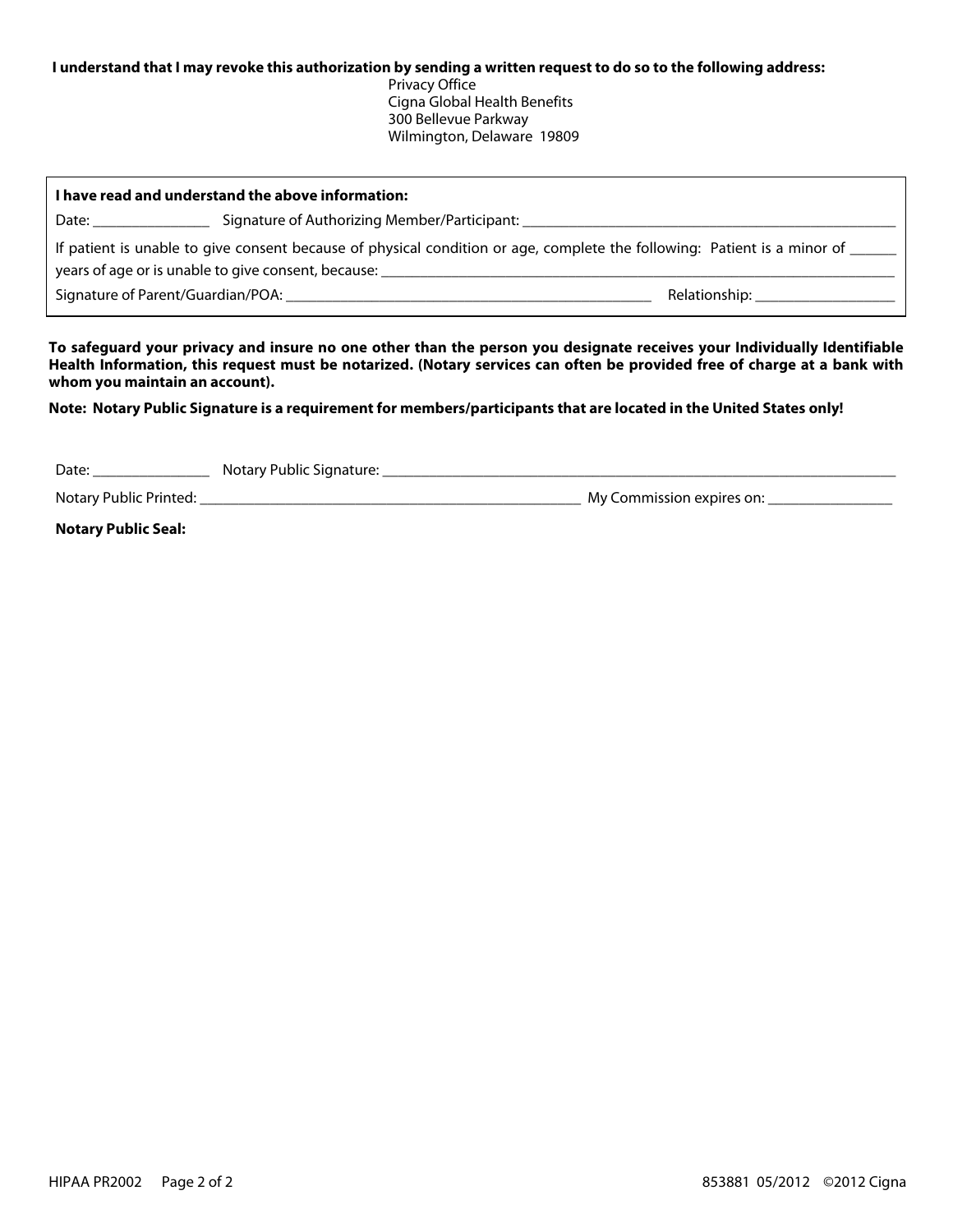**I understand that I may revoke this authorization by sending a written request to do so to the following address:**

Privacy Office
Cigna Global Health Benefits
300 Bellevue Parkway
Wilmington, Delaware 19809

**I have read and understand the above information:**

Date: _______________ Signature of Authorizing Member/Participant: _______________________________________________

If patient is unable to give consent because of physical condition or age, complete the following: Patient is a minor of ______ years of age or is unable to give consent, because: _______________________________________________

Signature of Parent/Guardian/POA: _______________________________________________ Relationship: __________________

**To safeguard your privacy and insure no one other than the person you designate receives your Individually Identifiable Health Information, this request must be notarized. (Notary services can often be provided free of charge at a bank with whom you maintain an account).**

**Note: Notary Public Signature is a requirement for members/participants that are located in the United States only!**

Date: _______________ Notary Public Signature: _______________________________________________

Notary Public Printed: _______________________________________________ My Commission expires on: ________________

**Notary Public Seal:**

HIPAA PR2002

853881 05/2012 ©2012 Cigna